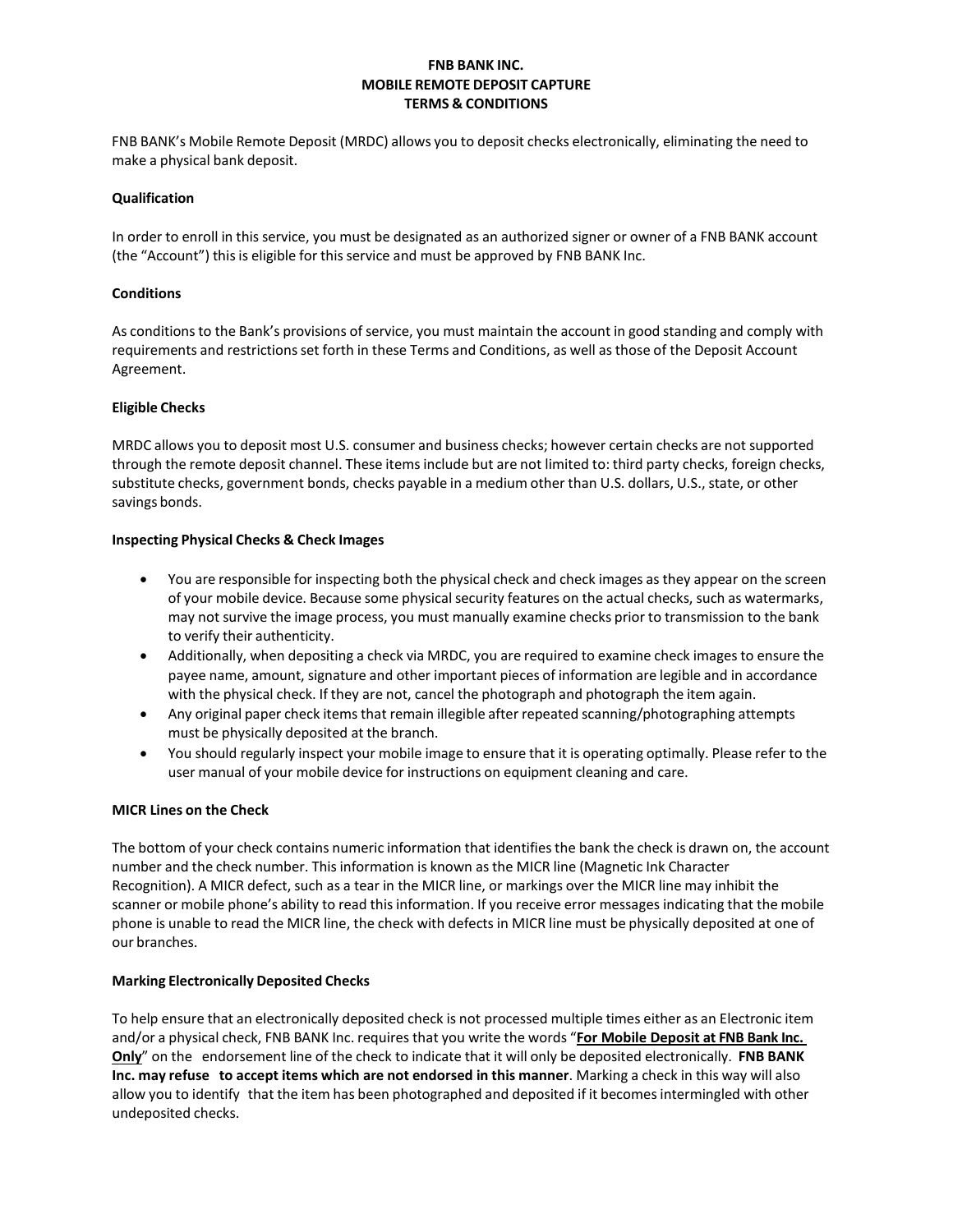# FNB BANK INC.
# MOBILE REMOTE DEPOSIT CAPTURE
# TERMS & CONDITIONS

FNB BANK's Mobile Remote Deposit (MRDC) allows you to deposit checks electronically, eliminating the need to make a physical bank deposit.

**Qualification**

In order to enroll in this service, you must be designated as an authorized signer or owner of a FNB BANK account (the "Account") this is eligible for this service and must be approved by FNB BANK Inc.

**Conditions**

As conditions to the Bank's provisions of service, you must maintain the account in good standing and comply with requirements and restrictions set forth in these Terms and Conditions, as well as those of the Deposit Account Agreement.

**Eligible Checks**

MRDC allows you to deposit most U.S. consumer and business checks; however certain checks are not supported through the remote deposit channel. These items include but are not limited to: third party checks, foreign checks, substitute checks, government bonds, checks payable in a medium other than U.S. dollars, U.S., state, or other savings bonds.

**Inspecting Physical Checks & Check Images**

- You are responsible for inspecting both the physical check and check images as they appear on the screen of your mobile device. Because some physical security features on the actual checks, such as watermarks, may not survive the image process, you must manually examine checks prior to transmission to the bank to verify their authenticity.
- Additionally, when depositing a check via MRDC, you are required to examine check images to ensure the payee name, amount, signature and other important pieces of information are legible and in accordance with the physical check. If they are not, cancel the photograph and photograph the item again.
- Any original paper check items that remain illegible after repeated scanning/photographing attempts must be physically deposited at the branch.
- You should regularly inspect your mobile image to ensure that it is operating optimally. Please refer to the user manual of your mobile device for instructions on equipment cleaning and care.

**MICR Lines on the Check**

The bottom of your check contains numeric information that identifies the bank the check is drawn on, the account number and the check number. This information is known as the MICR line (Magnetic Ink Character Recognition). A MICR defect, such as a tear in the MICR line, or markings over the MICR line may inhibit the scanner or mobile phone's ability to read this information. If you receive error messages indicating that the mobile phone is unable to read the MICR line, the check with defects in MICR line must be physically deposited at one of our branches.

**Marking Electronically Deposited Checks**

To help ensure that an electronically deposited check is not processed multiple times either as an Electronic item and/or a physical check, FNB BANK Inc. requires that you write the words "**For Mobile Deposit at FNB Bank Inc. Only**" on the endorsement line of the check to indicate that it will only be deposited electronically. **FNB BANK Inc. may refuse to accept items which are not endorsed in this manner**. Marking a check in this way will also allow you to identify that the item has been photographed and deposited if it becomes intermingled with other undeposited checks.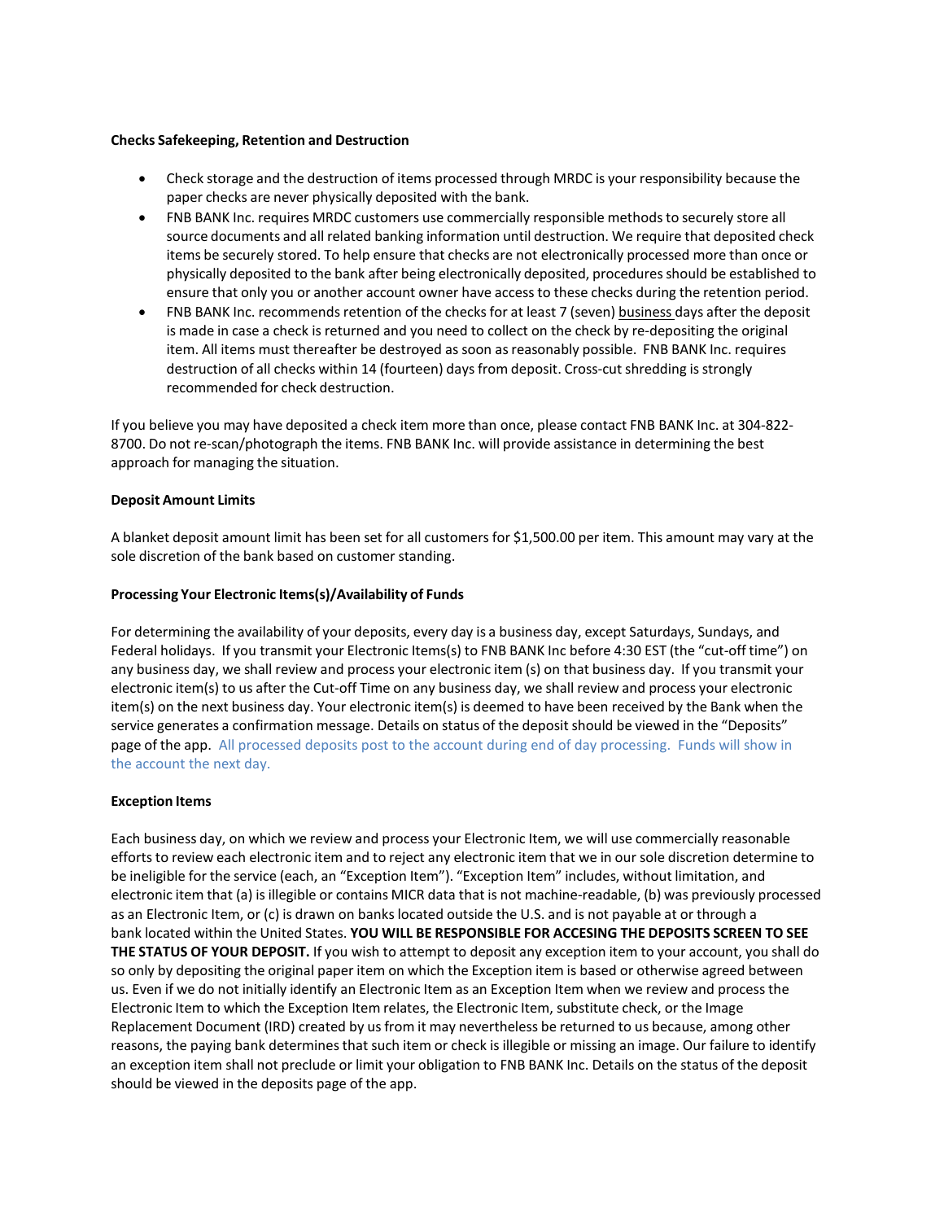**Checks Safekeeping, Retention and Destruction**

- Check storage and the destruction of items processed through MRDC is your responsibility because the paper checks are never physically deposited with the bank.
- FNB BANK Inc. requires MRDC customers use commercially responsible methods to securely store all source documents and all related banking information until destruction. We require that deposited check items be securely stored. To help ensure that checks are not electronically processed more than once or physically deposited to the bank after being electronically deposited, procedures should be established to ensure that only you or another account owner have access to these checks during the retention period.
- FNB BANK Inc. recommends retention of the checks for at least 7 (seven) business days after the deposit is made in case a check is returned and you need to collect on the check by re-depositing the original item. All items must thereafter be destroyed as soon as reasonably possible. FNB BANK Inc. requires destruction of all checks within 14 (fourteen) days from deposit. Cross-cut shredding is strongly recommended for check destruction.

If you believe you may have deposited a check item more than once, please contact FNB BANK Inc. at 304-822-8700. Do not re-scan/photograph the items. FNB BANK Inc. will provide assistance in determining the best approach for managing the situation.

**Deposit Amount Limits**

A blanket deposit amount limit has been set for all customers for $1,500.00 per item. This amount may vary at the sole discretion of the bank based on customer standing.

**Processing Your Electronic Items(s)/Availability of Funds**

For determining the availability of your deposits, every day is a business day, except Saturdays, Sundays, and Federal holidays. If you transmit your Electronic Items(s) to FNB BANK Inc before 4:30 EST (the "cut-off time") on any business day, we shall review and process your electronic item (s) on that business day. If you transmit your electronic item(s) to us after the Cut-off Time on any business day, we shall review and process your electronic item(s) on the next business day. Your electronic item(s) is deemed to have been received by the Bank when the service generates a confirmation message. Details on status of the deposit should be viewed in the "Deposits" page of the app. All processed deposits post to the account during end of day processing. Funds will show in the account the next day.

**Exception Items**

Each business day, on which we review and process your Electronic Item, we will use commercially reasonable efforts to review each electronic item and to reject any electronic item that we in our sole discretion determine to be ineligible for the service (each, an "Exception Item"). "Exception Item" includes, without limitation, and electronic item that (a) is illegible or contains MICR data that is not machine-readable, (b) was previously processed as an Electronic Item, or (c) is drawn on banks located outside the U.S. and is not payable at or through a bank located within the United States. **YOU WILL BE RESPONSIBLE FOR ACCESING THE DEPOSITS SCREEN TO SEE THE STATUS OF YOUR DEPOSIT.** If you wish to attempt to deposit any exception item to your account, you shall do so only by depositing the original paper item on which the Exception item is based or otherwise agreed between us. Even if we do not initially identify an Electronic Item as an Exception Item when we review and process the Electronic Item to which the Exception Item relates, the Electronic Item, substitute check, or the Image Replacement Document (IRD) created by us from it may nevertheless be returned to us because, among other reasons, the paying bank determines that such item or check is illegible or missing an image. Our failure to identify an exception item shall not preclude or limit your obligation to FNB BANK Inc. Details on the status of the deposit should be viewed in the deposits page of the app.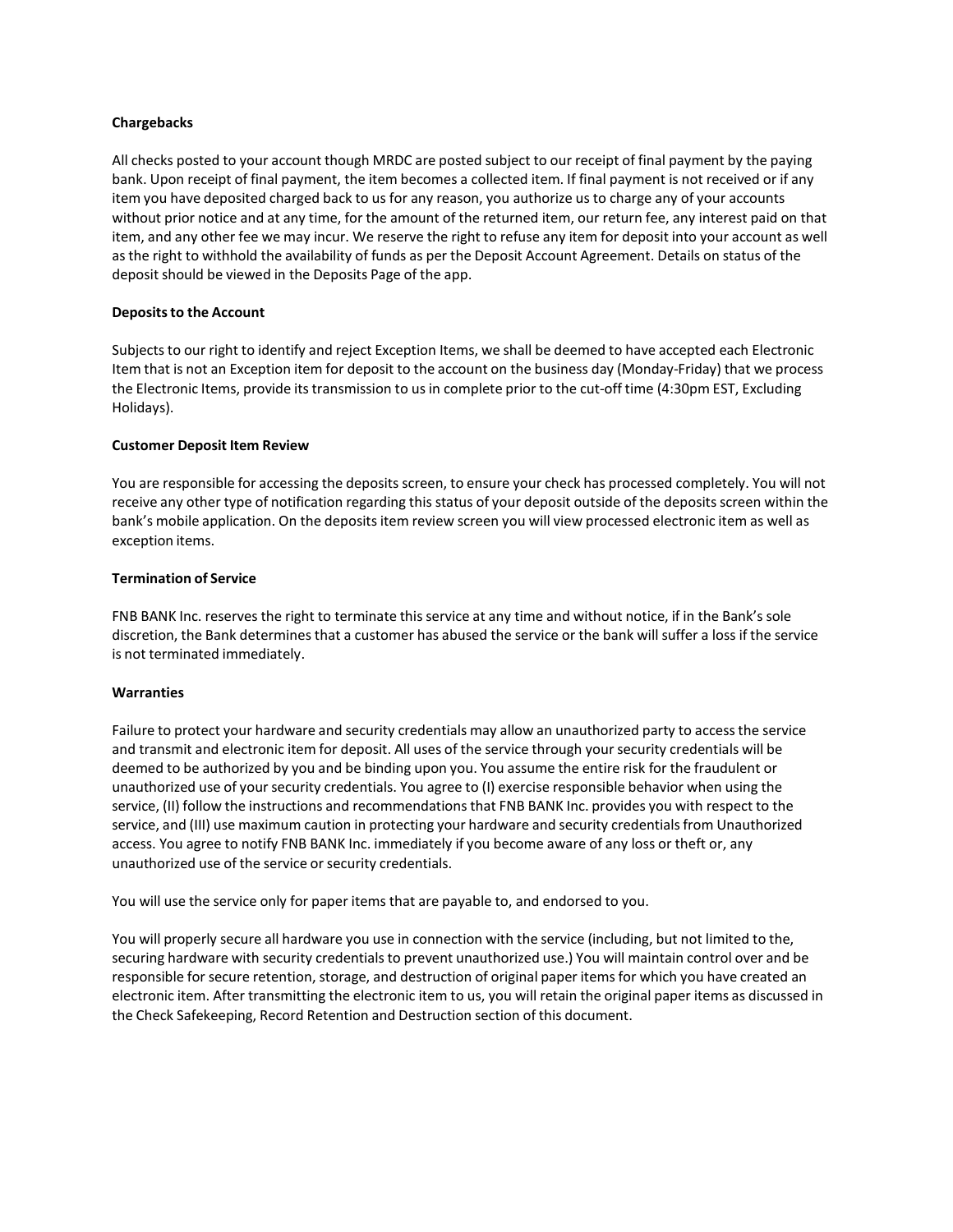**Chargebacks**

All checks posted to your account though MRDC are posted subject to our receipt of final payment by the paying bank. Upon receipt of final payment, the item becomes a collected item. If final payment is not received or if any item you have deposited charged back to us for any reason, you authorize us to charge any of your accounts without prior notice and at any time, for the amount of the returned item, our return fee, any interest paid on that item, and any other fee we may incur. We reserve the right to refuse any item for deposit into your account as well as the right to withhold the availability of funds as per the Deposit Account Agreement. Details on status of the deposit should be viewed in the Deposits Page of the app.

**Deposits to the Account**

Subjects to our right to identify and reject Exception Items, we shall be deemed to have accepted each Electronic Item that is not an Exception item for deposit to the account on the business day (Monday-Friday) that we process the Electronic Items, provide its transmission to us in complete prior to the cut-off time (4:30pm EST, Excluding Holidays).

**Customer Deposit Item Review**

You are responsible for accessing the deposits screen, to ensure your check has processed completely. You will not receive any other type of notification regarding this status of your deposit outside of the deposits screen within the bank's mobile application. On the deposits item review screen you will view processed electronic item as well as exception items.

**Termination of Service**

FNB BANK Inc. reserves the right to terminate this service at any time and without notice, if in the Bank's sole discretion, the Bank determines that a customer has abused the service or the bank will suffer a loss if the service is not terminated immediately.

**Warranties**

Failure to protect your hardware and security credentials may allow an unauthorized party to access the service and transmit and electronic item for deposit. All uses of the service through your security credentials will be deemed to be authorized by you and be binding upon you. You assume the entire risk for the fraudulent or unauthorized use of your security credentials. You agree to (I) exercise responsible behavior when using the service, (II) follow the instructions and recommendations that FNB BANK Inc. provides you with respect to the service, and (III) use maximum caution in protecting your hardware and security credentials from Unauthorized access. You agree to notify FNB BANK Inc. immediately if you become aware of any loss or theft or, any unauthorized use of the service or security credentials.

You will use the service only for paper items that are payable to, and endorsed to you.

You will properly secure all hardware you use in connection with the service (including, but not limited to the, securing hardware with security credentials to prevent unauthorized use.) You will maintain control over and be responsible for secure retention, storage, and destruction of original paper items for which you have created an electronic item. After transmitting the electronic item to us, you will retain the original paper items as discussed in the Check Safekeeping, Record Retention and Destruction section of this document.